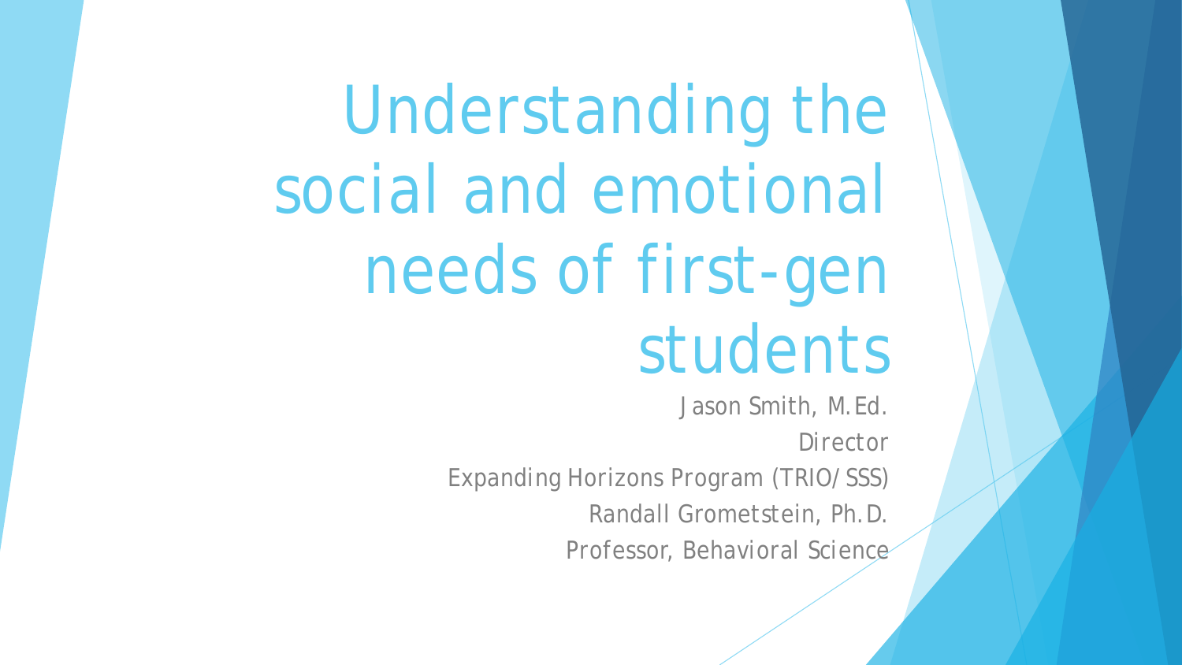# Understanding the social and emotional needs of first-gen students

Jason Smith, M.Ed.

Director

Expanding Horizons Program (TRIO/SSS)

Randall Grometstein, Ph.D.

Professor, Behavioral Science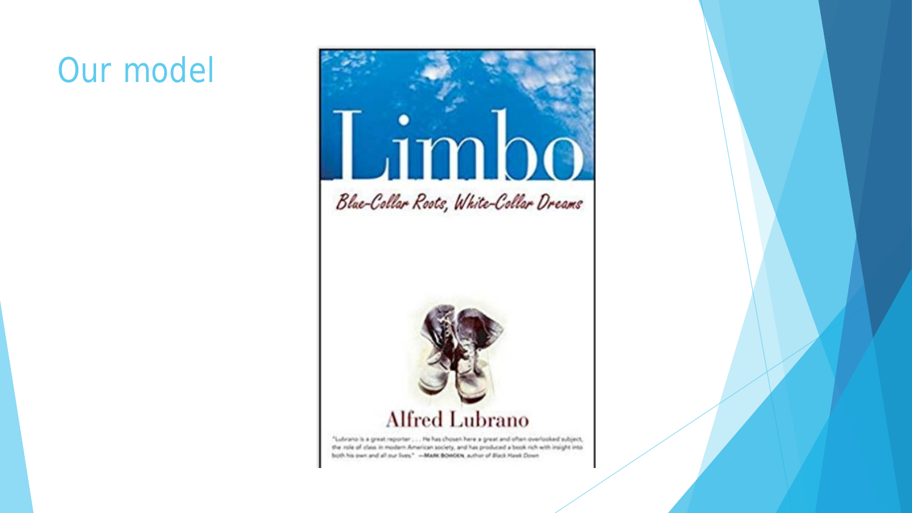# Our model

Limbo

*Blue-Collar Roots, White-Collar Dreams*

Alfred Lubrano

"Lubrano is a great reporter . . . He has chosen here a great and often overlooked subject, the role of class in modern American society, and has produced a book rich with insight into both his own and all our lives." —MARK BOWDEN, author of *Black Hawk Down*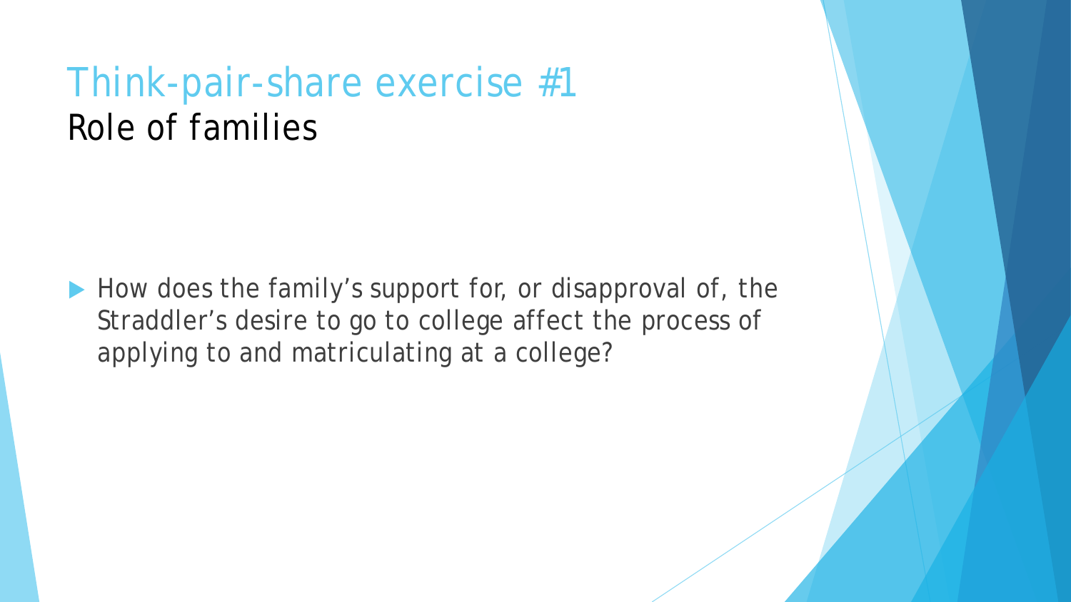# Think-pair-share exercise #1
## Role of families

- How does the family's support for, or disapproval of, the Straddler's desire to go to college affect the process of applying to and matriculating at a college?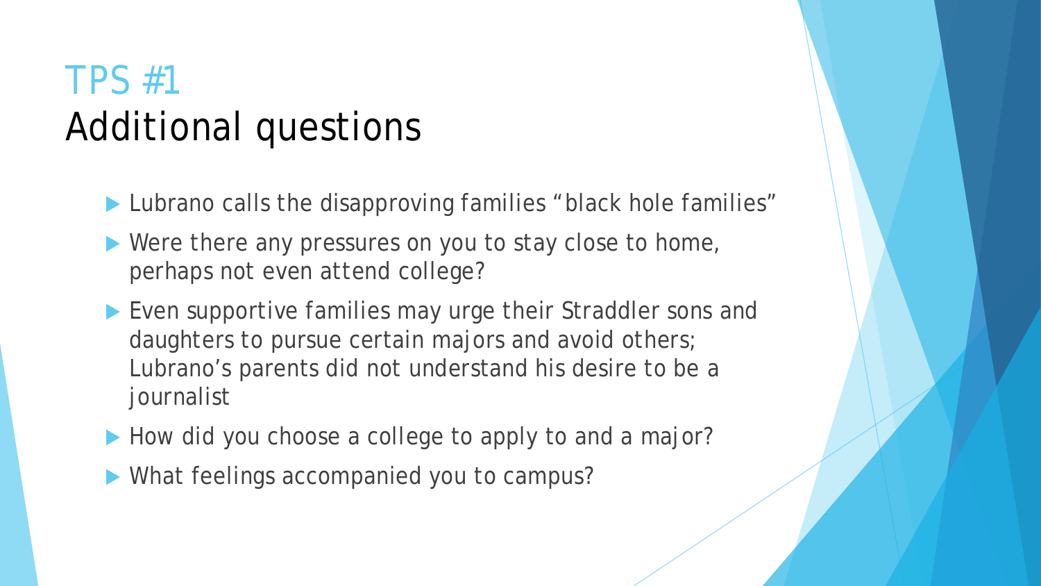# TPS #1
## Additional questions

- Lubrano calls the disapproving families “black hole families”
- Were there any pressures on you to stay close to home, perhaps not even attend college?
- Even supportive families may urge their Straddler sons and daughters to pursue certain majors and avoid others; Lubrano’s parents did not understand his desire to be a journalist
- How did you choose a college to apply to and a major?
- What feelings accompanied you to campus?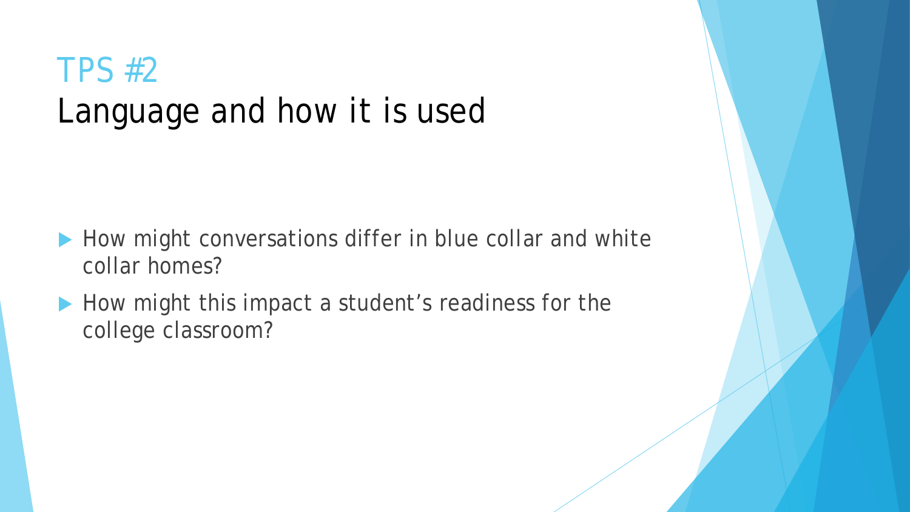# TPS #2
## Language and how it is used

- How might conversations differ in blue collar and white collar homes?
- How might this impact a student's readiness for the college classroom?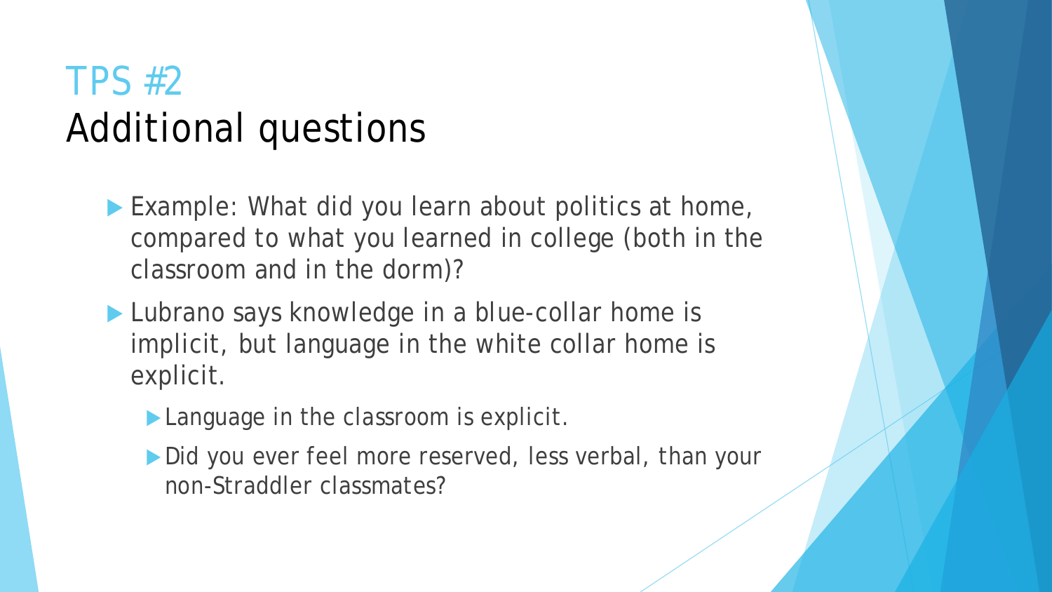# TPS #2
## Additional questions

- Example: What did you learn about politics at home, compared to what you learned in college (both in the classroom and in the dorm)?
- Lubrano says knowledge in a blue-collar home is implicit, but language in the white collar home is explicit.
  - Language in the classroom is explicit.
  - Did you ever feel more reserved, less verbal, than your non-Straddler classmates?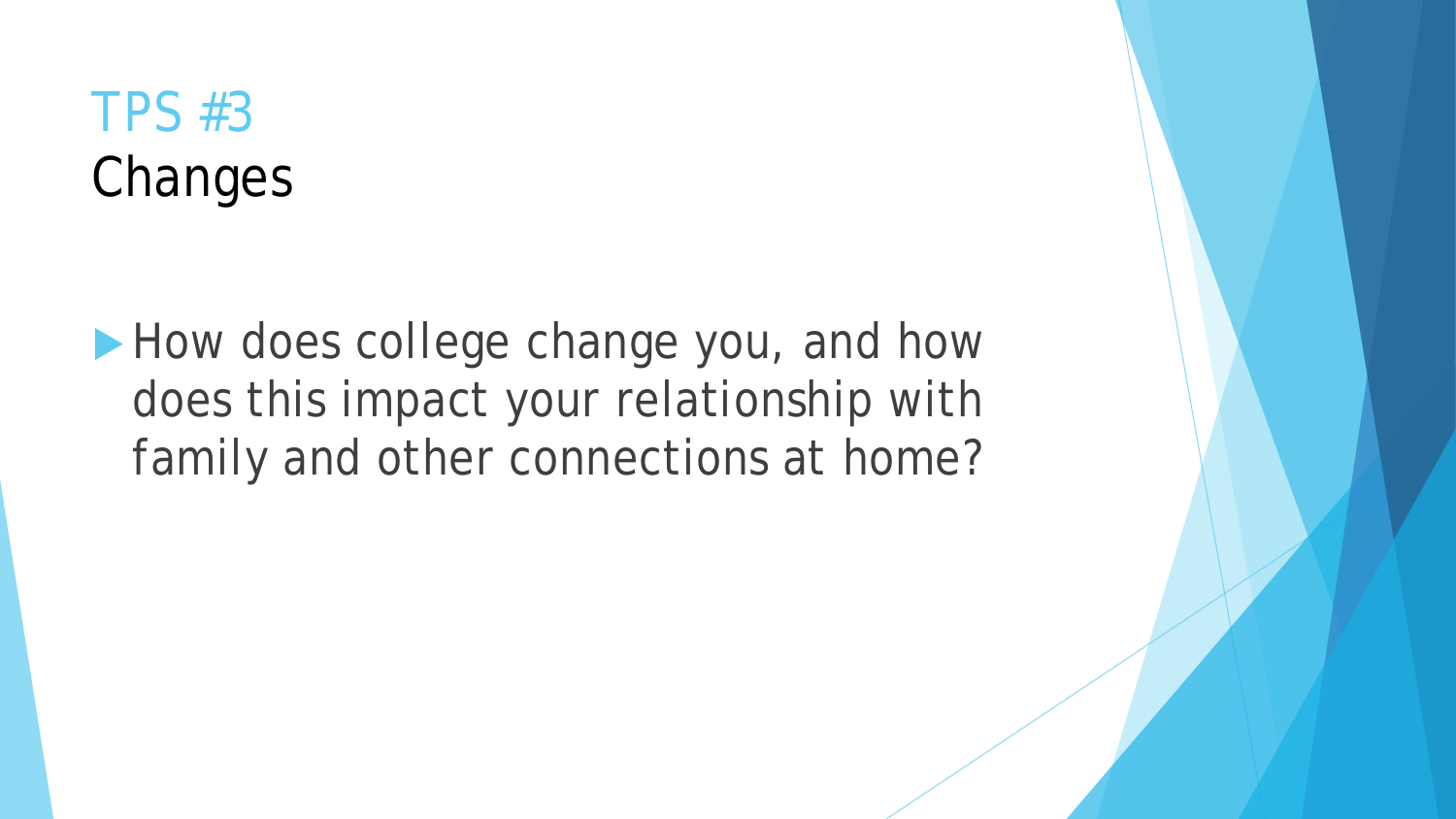# TPS #3
## Changes

- How does college change you, and how does this impact your relationship with family and other connections at home?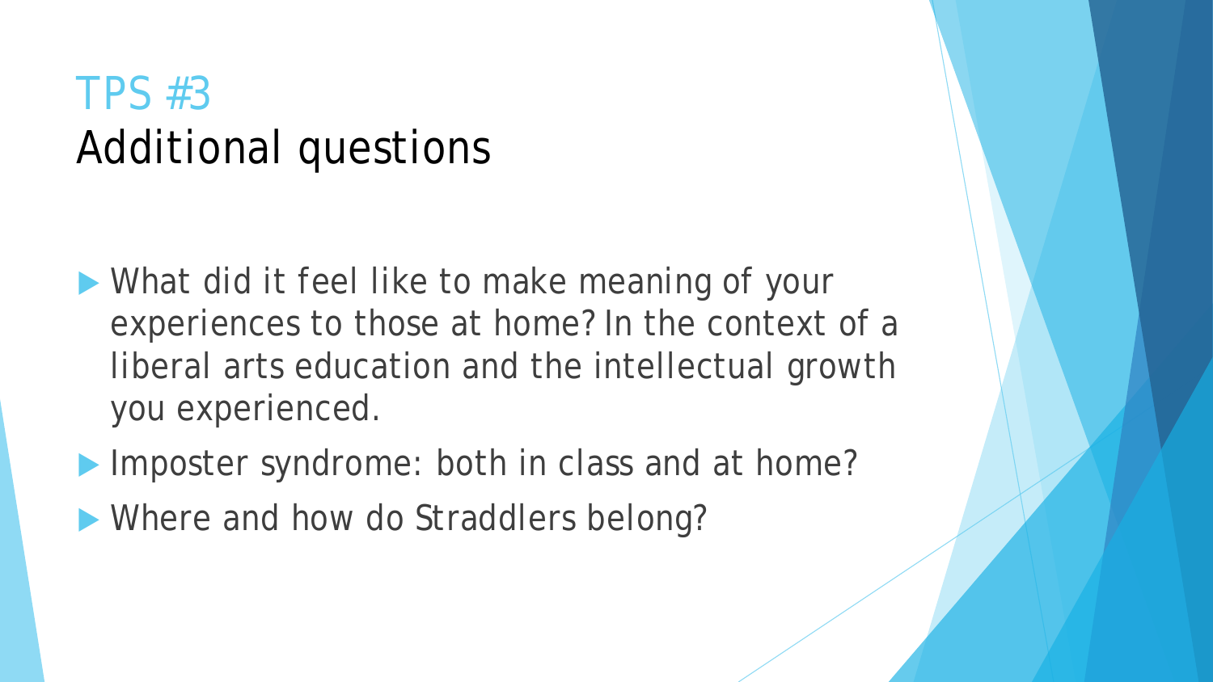# TPS #3
## Additional questions

- What did it feel like to make meaning of your experiences to those at home? In the context of a liberal arts education and the intellectual growth you experienced.
- Imposter syndrome: both in class and at home?
- Where and how do Straddlers belong?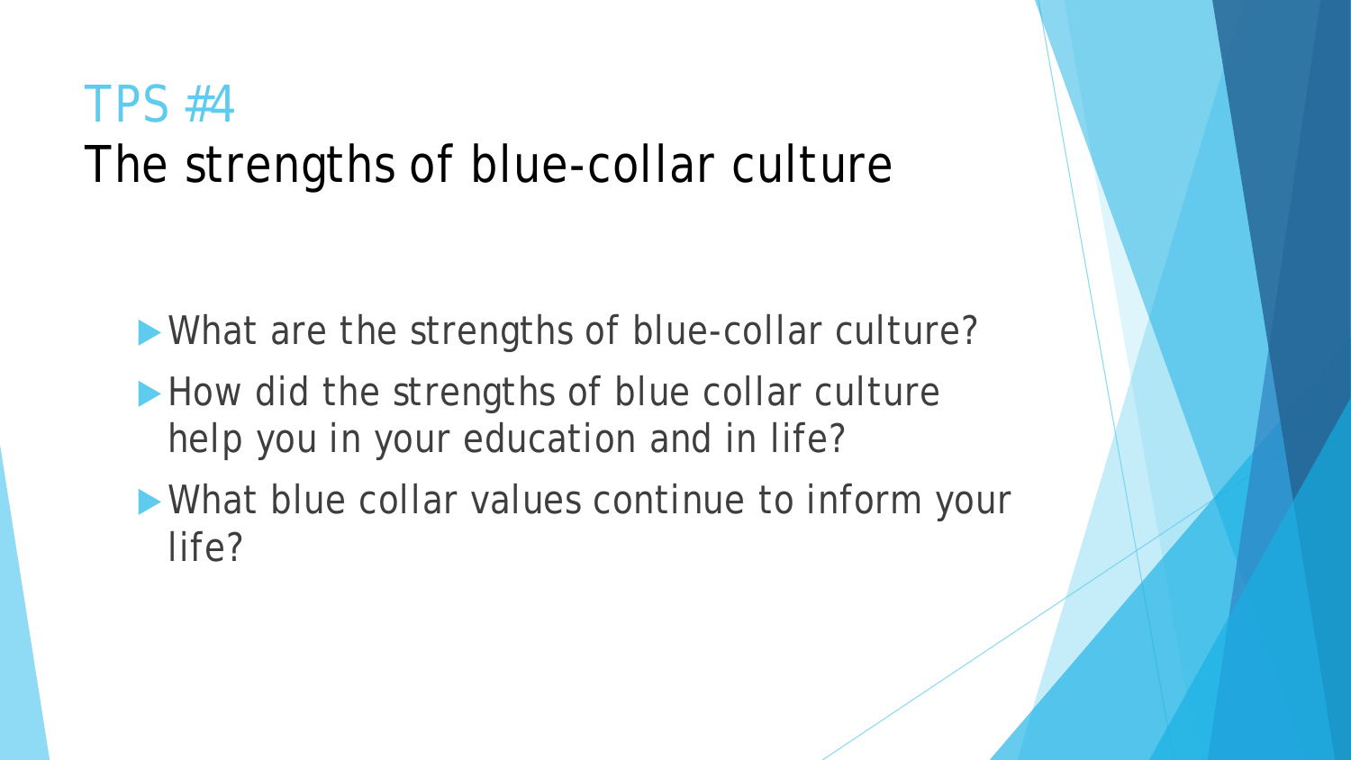# TPS #4
## The strengths of blue-collar culture

- What are the strengths of blue-collar culture?
- How did the strengths of blue collar culture help you in your education and in life?
- What blue collar values continue to inform your life?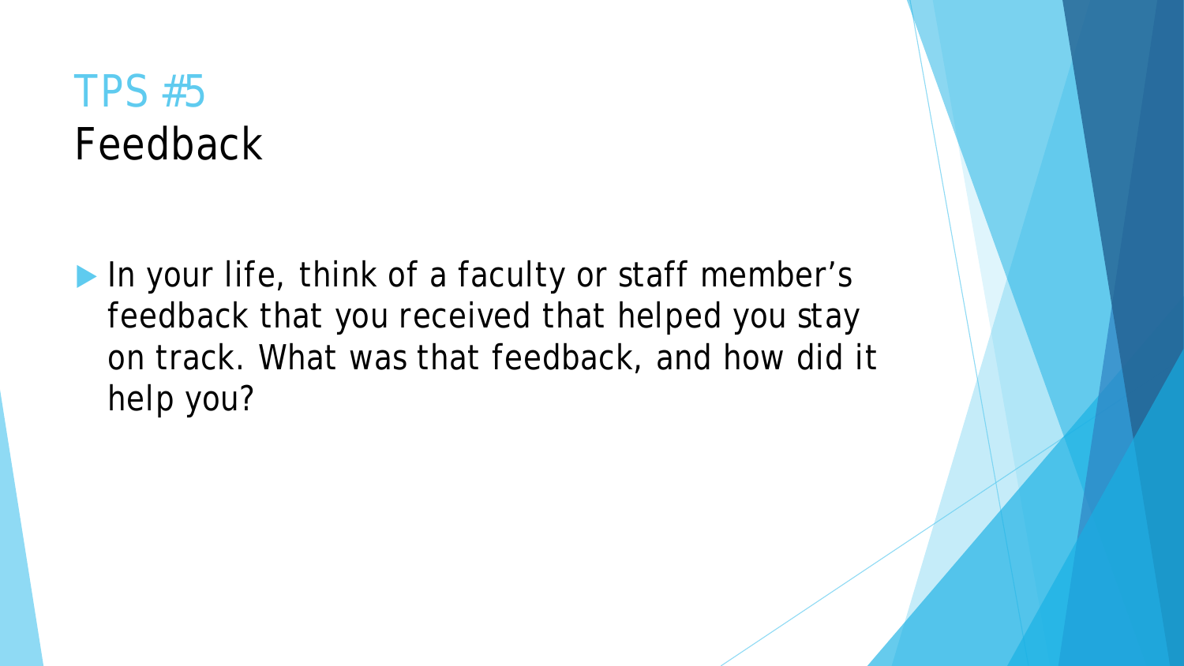# TPS #5
## Feedback

- In your life, think of a faculty or staff member's feedback that you received that helped you stay on track. What was that feedback, and how did it help you?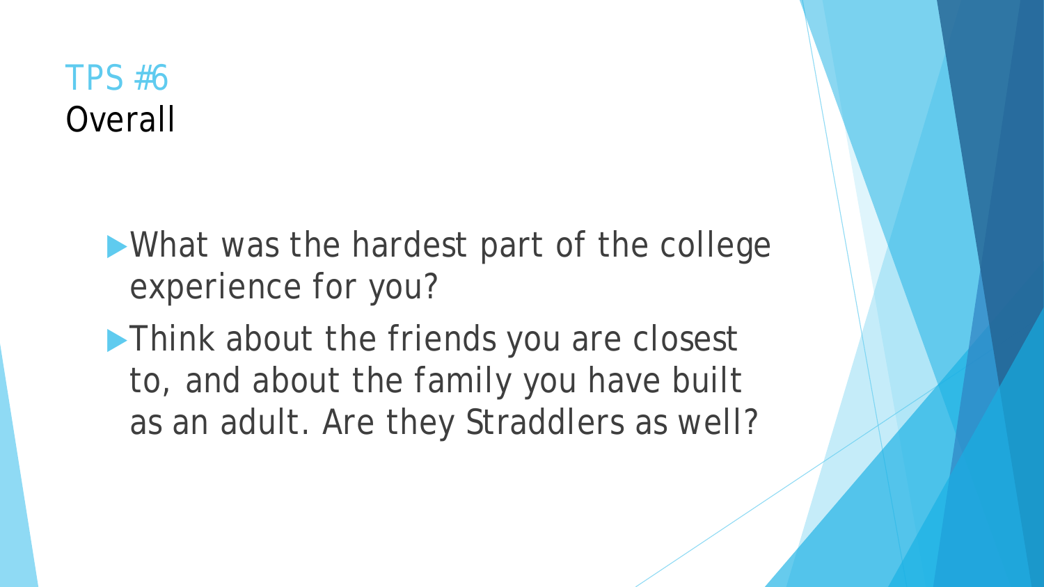# TPS #6
Overall

- What was the hardest part of the college experience for you?
- Think about the friends you are closest to, and about the family you have built as an adult. Are they Straddlers as well?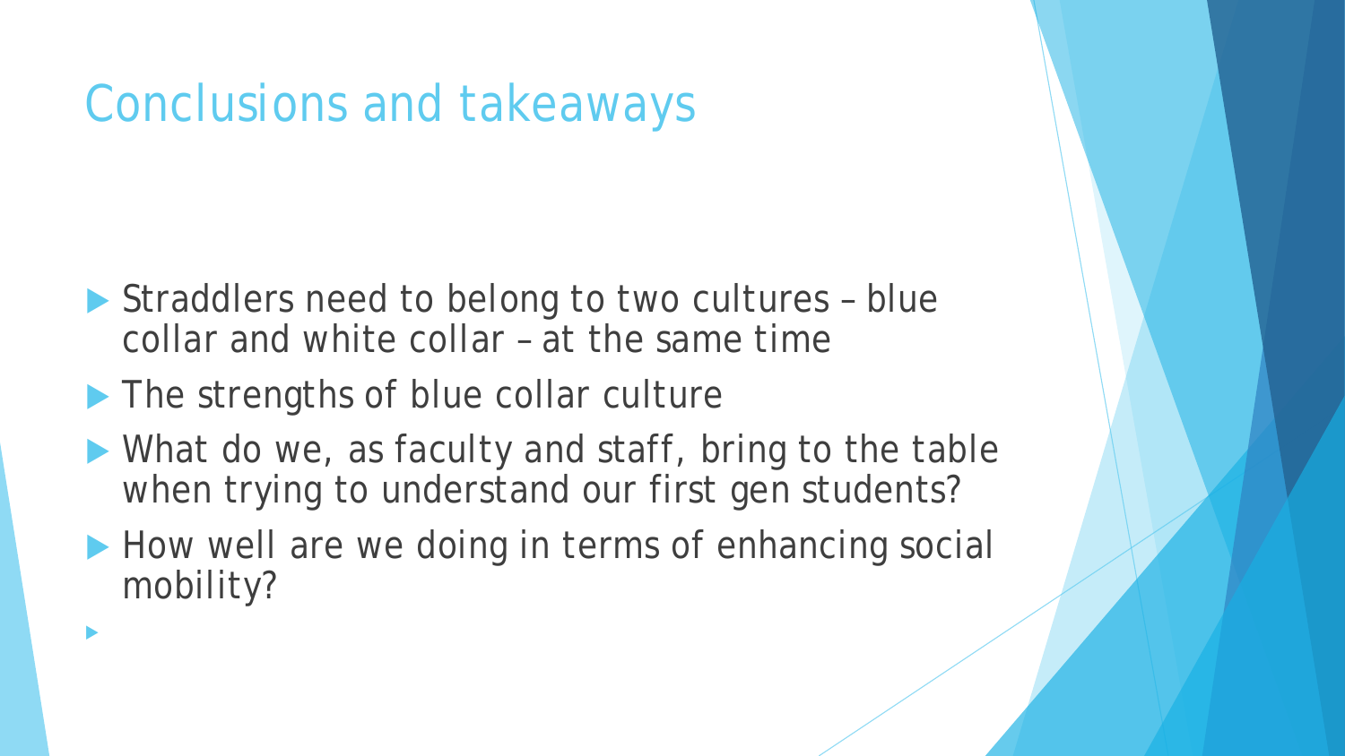# Conclusions and takeaways

- Straddlers need to belong to two cultures – blue collar and white collar – at the same time
- The strengths of blue collar culture
- What do we, as faculty and staff, bring to the table when trying to understand our first gen students?
- How well are we doing in terms of enhancing social mobility?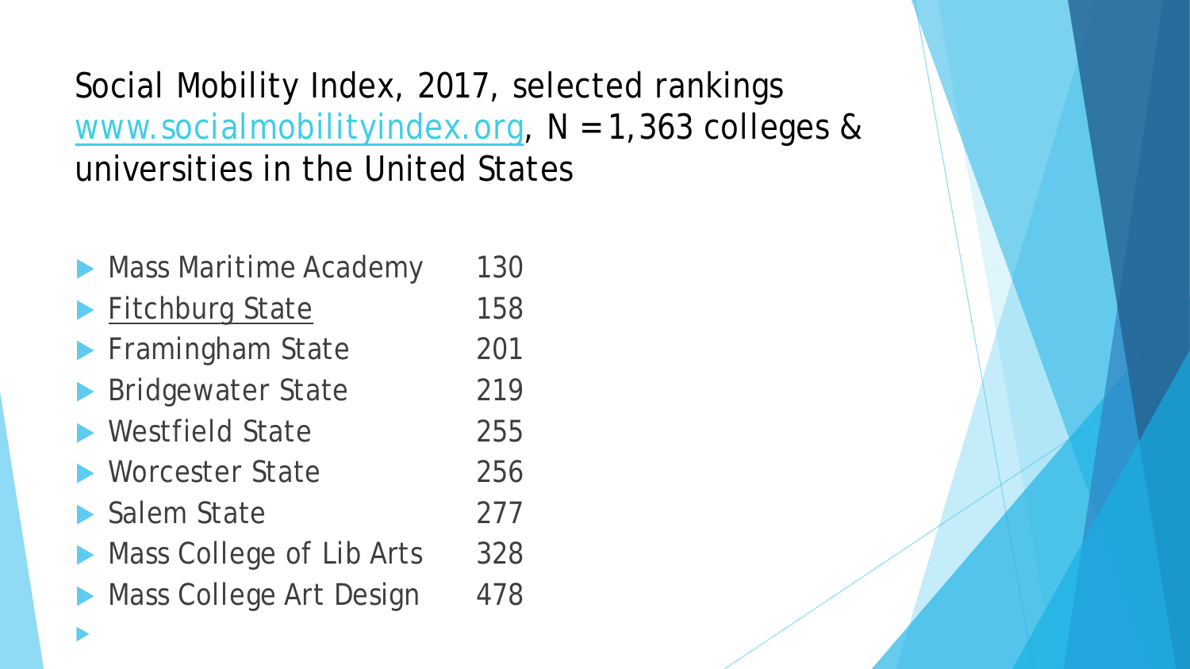# Social Mobility Index, 2017, selected rankings [www.socialmobilityindex.org](http://www.socialmobilityindex.org), N = 1,363 colleges & universities in the United States

- Mass Maritime Academy 130
- Fitchburg State 158
- Framingham State 201
- Bridgewater State 219
- Westfield State 255
- Worcester State 256
- Salem State 277
- Mass College of Lib Arts 328
- Mass College Art Design 478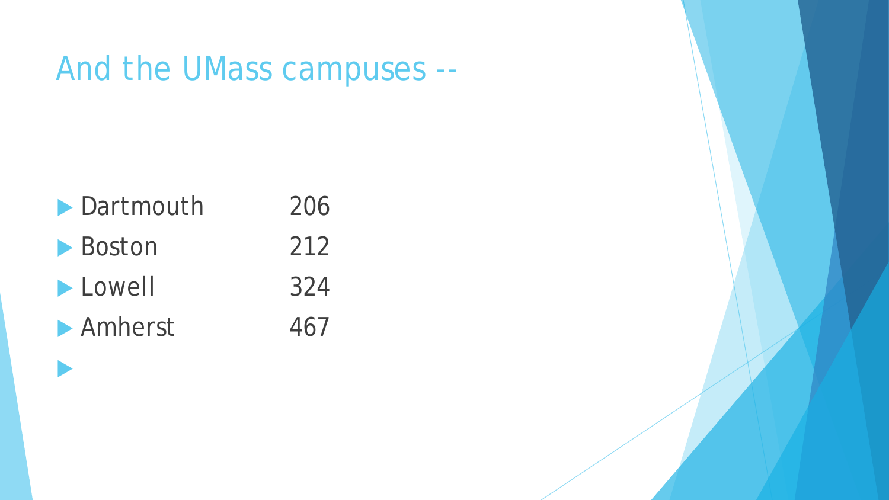# And the UMass campuses --

| | |
|---|---|
| Dartmouth | 206 |
| Boston | 212 |
| Lowell | 324 |
| Amherst | 467 |